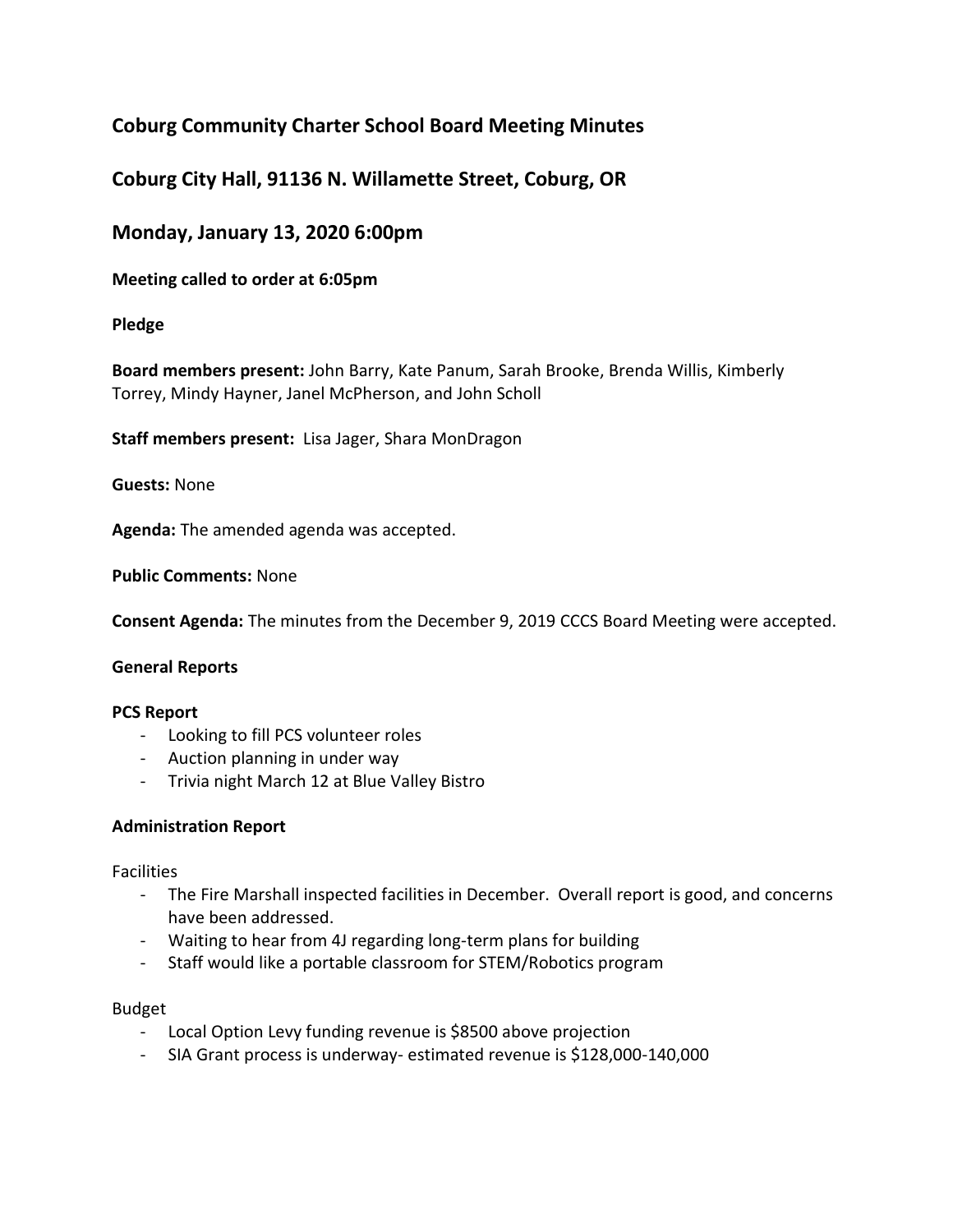## Coburg Community Charter School Board Meeting Minutes

## Coburg City Hall, 91136 N. Willamette Street, Coburg, OR

## Monday, January 13, 2020 6:00pm

**Meeting called to order at 6:05pm**

**Pledge**

**Board members present:** John Barry, Kate Panum, Sarah Brooke, Brenda Willis, Kimberly Torrey, Mindy Hayner, Janel McPherson, and John Scholl

**Staff members present:** Lisa Jager, Shara MonDragon

**Guests:** None

**Agenda:** The amended agenda was accepted.

**Public Comments:** None

**Consent Agenda:** The minutes from the December 9, 2019 CCCS Board Meeting were accepted.

**General Reports**

**PCS Report**

- Looking to fill PCS volunteer roles
- Auction planning in under way
- Trivia night March 12 at Blue Valley Bistro

**Administration Report**

Facilities

- The Fire Marshall inspected facilities in December. Overall report is good, and concerns have been addressed.
- Waiting to hear from 4J regarding long-term plans for building
- Staff would like a portable classroom for STEM/Robotics program

Budget

- Local Option Levy funding revenue is $8500 above projection
- SIA Grant process is underway- estimated revenue is $128,000-140,000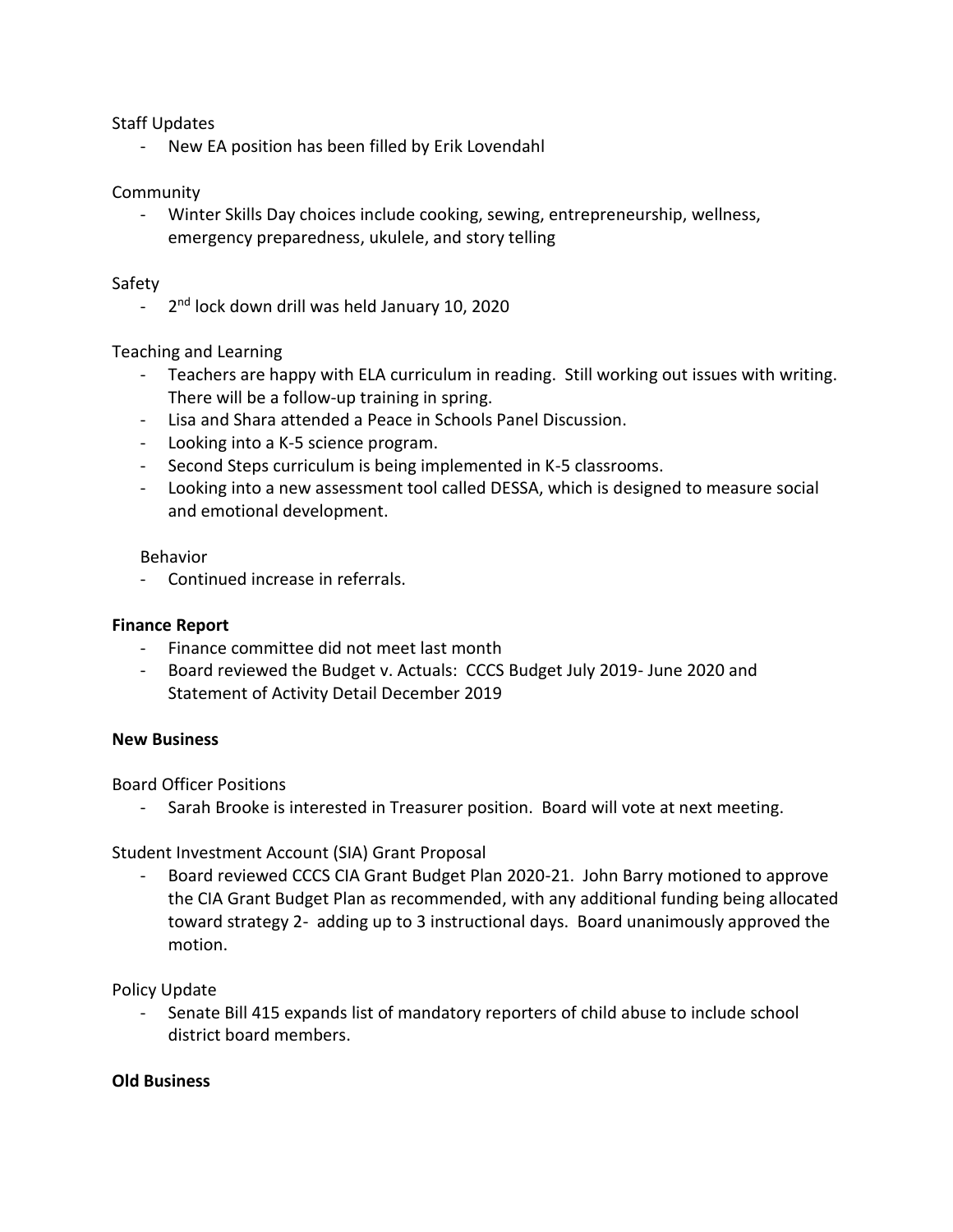Staff Updates

- New EA position has been filled by Erik Lovendahl

Community

- Winter Skills Day choices include cooking, sewing, entrepreneurship, wellness, emergency preparedness, ukulele, and story telling

Safety

- 2nd lock down drill was held January 10, 2020

Teaching and Learning

- Teachers are happy with ELA curriculum in reading. Still working out issues with writing. There will be a follow-up training in spring.
- Lisa and Shara attended a Peace in Schools Panel Discussion.
- Looking into a K-5 science program.
- Second Steps curriculum is being implemented in K-5 classrooms.
- Looking into a new assessment tool called DESSA, which is designed to measure social and emotional development.

Behavior

- Continued increase in referrals.

**Finance Report**

- Finance committee did not meet last month
- Board reviewed the Budget v. Actuals: CCCS Budget July 2019- June 2020 and Statement of Activity Detail December 2019

**New Business**

Board Officer Positions

- Sarah Brooke is interested in Treasurer position. Board will vote at next meeting.

Student Investment Account (SIA) Grant Proposal

- Board reviewed CCCS CIA Grant Budget Plan 2020-21. John Barry motioned to approve the CIA Grant Budget Plan as recommended, with any additional funding being allocated toward strategy 2- adding up to 3 instructional days. Board unanimously approved the motion.

Policy Update

- Senate Bill 415 expands list of mandatory reporters of child abuse to include school district board members.

**Old Business**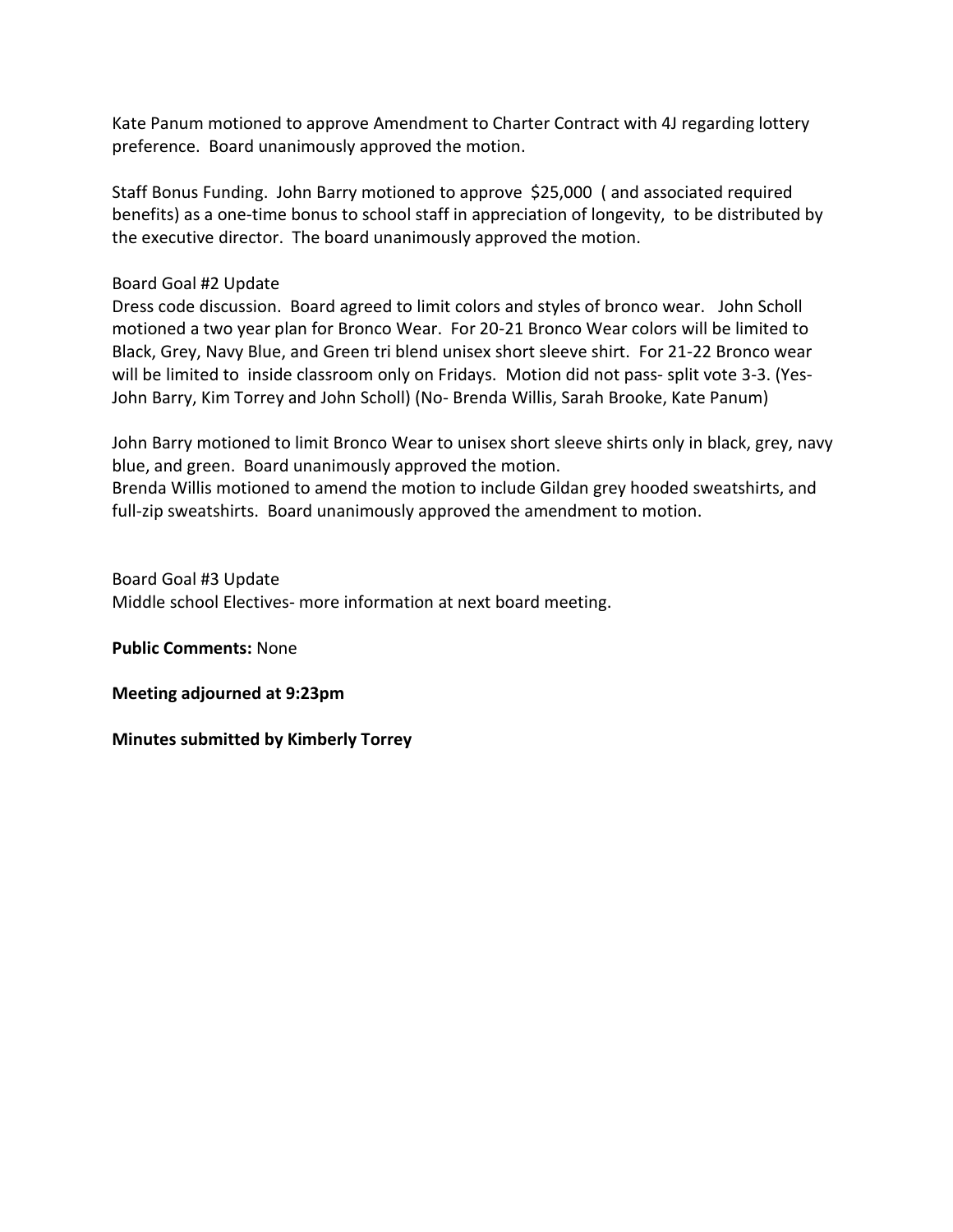Kate Panum motioned to approve Amendment to Charter Contract with 4J regarding lottery preference. Board unanimously approved the motion.

Staff Bonus Funding. John Barry motioned to approve $25,000 ( and associated required benefits) as a one-time bonus to school staff in appreciation of longevity, to be distributed by the executive director. The board unanimously approved the motion.

Board Goal #2 Update

Dress code discussion. Board agreed to limit colors and styles of bronco wear. John Scholl motioned a two year plan for Bronco Wear. For 20-21 Bronco Wear colors will be limited to Black, Grey, Navy Blue, and Green tri blend unisex short sleeve shirt. For 21-22 Bronco wear will be limited to inside classroom only on Fridays. Motion did not pass- split vote 3-3. (Yes- John Barry, Kim Torrey and John Scholl) (No- Brenda Willis, Sarah Brooke, Kate Panum)

John Barry motioned to limit Bronco Wear to unisex short sleeve shirts only in black, grey, navy blue, and green. Board unanimously approved the motion.
Brenda Willis motioned to amend the motion to include Gildan grey hooded sweatshirts, and full-zip sweatshirts. Board unanimously approved the amendment to motion.

Board Goal #3 Update
Middle school Electives- more information at next board meeting.

**Public Comments:** None

**Meeting adjourned at 9:23pm**

**Minutes submitted by Kimberly Torrey**